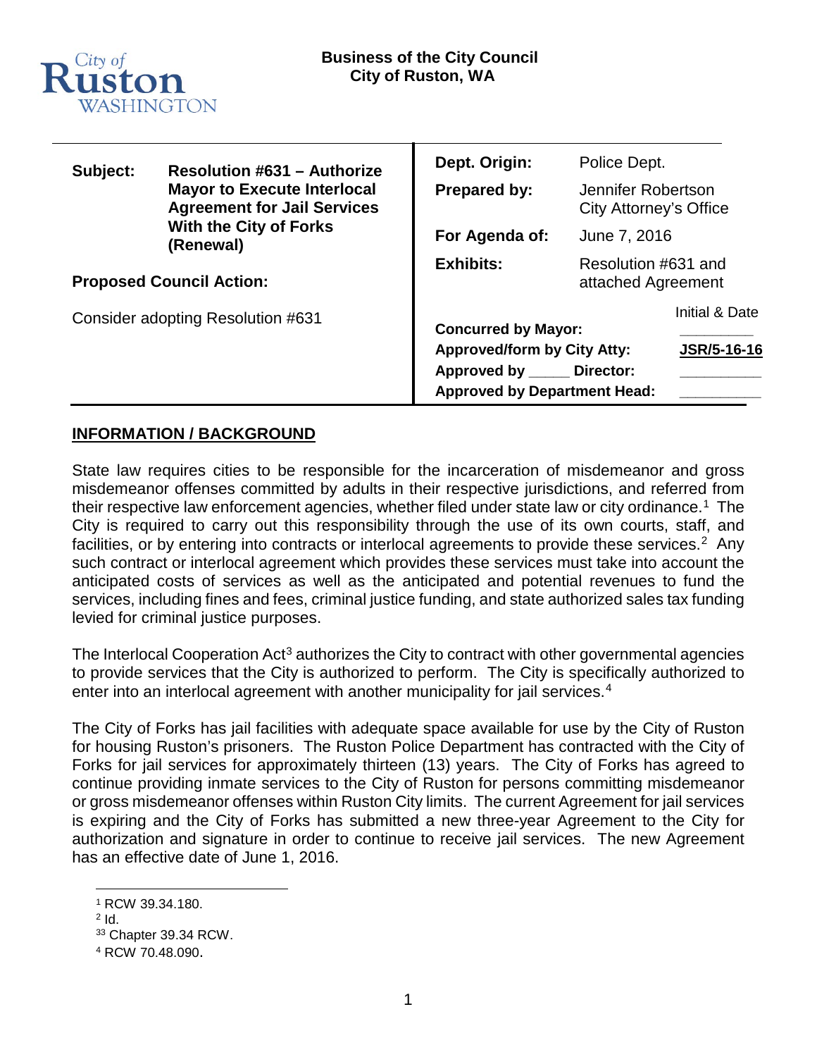City of Ruston WASHINGTON

**Business of the City Council**
**City of Ruston, WA**

| | | | |
|---|---|---|---|
| **Subject:** | **Resolution #631 – Authorize Mayor to Execute Interlocal Agreement for Jail Services With the City of Forks (Renewal)** | **Dept. Origin:** | Police Dept. |
| | | **Prepared by:** | Jennifer Robertson City Attorney's Office |
| | | **For Agenda of:** | June 7, 2016 |
| | | **Exhibits:** | Resolution #631 and attached Agreement |

**Proposed Council Action:**

Consider adopting Resolution #631

| | Initial & Date |
|---|---|
| **Concurred by Mayor:** | ________ |
| **Approved/form by City Atty:** | **JSR/5-16-16** |
| **Approved by _____ Director:** | ________ |
| **Approved by Department Head:** | ________ |

## INFORMATION / BACKGROUND

State law requires cities to be responsible for the incarceration of misdemeanor and gross misdemeanor offenses committed by adults in their respective jurisdictions, and referred from their respective law enforcement agencies, whether filed under state law or city ordinance.[1] The City is required to carry out this responsibility through the use of its own courts, staff, and facilities, or by entering into contracts or interlocal agreements to provide these services.[2] Any such contract or interlocal agreement which provides these services must take into account the anticipated costs of services as well as the anticipated and potential revenues to fund the services, including fines and fees, criminal justice funding, and state authorized sales tax funding levied for criminal justice purposes.

The Interlocal Cooperation Act[3] authorizes the City to contract with other governmental agencies to provide services that the City is authorized to perform. The City is specifically authorized to enter into an interlocal agreement with another municipality for jail services.[4]

The City of Forks has jail facilities with adequate space available for use by the City of Ruston for housing Ruston's prisoners. The Ruston Police Department has contracted with the City of Forks for jail services for approximately thirteen (13) years. The City of Forks has agreed to continue providing inmate services to the City of Ruston for persons committing misdemeanor or gross misdemeanor offenses within Ruston City limits. The current Agreement for jail services is expiring and the City of Forks has submitted a new three-year Agreement to the City for authorization and signature in order to continue to receive jail services. The new Agreement has an effective date of June 1, 2016.

---

[1] RCW 39.34.180.
[2] Id.
[33] Chapter 39.34 RCW.
[4] RCW 70.48.090.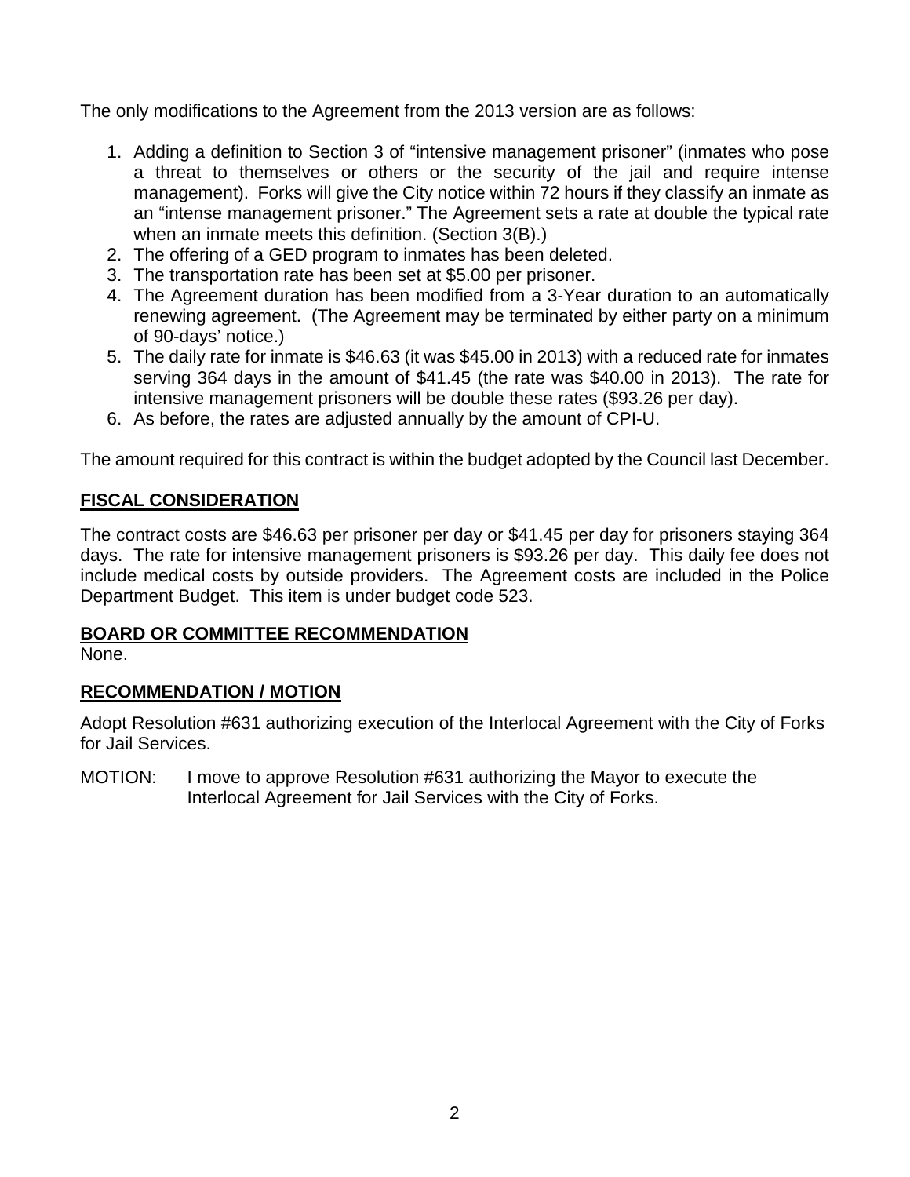The only modifications to the Agreement from the 2013 version are as follows:

1. Adding a definition to Section 3 of "intensive management prisoner" (inmates who pose a threat to themselves or others or the security of the jail and require intense management). Forks will give the City notice within 72 hours if they classify an inmate as an "intense management prisoner." The Agreement sets a rate at double the typical rate when an inmate meets this definition. (Section 3(B).)
2. The offering of a GED program to inmates has been deleted.
3. The transportation rate has been set at $5.00 per prisoner.
4. The Agreement duration has been modified from a 3-Year duration to an automatically renewing agreement. (The Agreement may be terminated by either party on a minimum of 90-days' notice.)
5. The daily rate for inmate is $46.63 (it was $45.00 in 2013) with a reduced rate for inmates serving 364 days in the amount of $41.45 (the rate was $40.00 in 2013). The rate for intensive management prisoners will be double these rates ($93.26 per day).
6. As before, the rates are adjusted annually by the amount of CPI-U.

The amount required for this contract is within the budget adopted by the Council last December.

## **FISCAL CONSIDERATION**

The contract costs are $46.63 per prisoner per day or $41.45 per day for prisoners staying 364 days. The rate for intensive management prisoners is $93.26 per day. This daily fee does not include medical costs by outside providers. The Agreement costs are included in the Police Department Budget. This item is under budget code 523.

## **BOARD OR COMMITTEE RECOMMENDATION**

None.

## **RECOMMENDATION / MOTION**

Adopt Resolution #631 authorizing execution of the Interlocal Agreement with the City of Forks for Jail Services.

MOTION: I move to approve Resolution #631 authorizing the Mayor to execute the Interlocal Agreement for Jail Services with the City of Forks.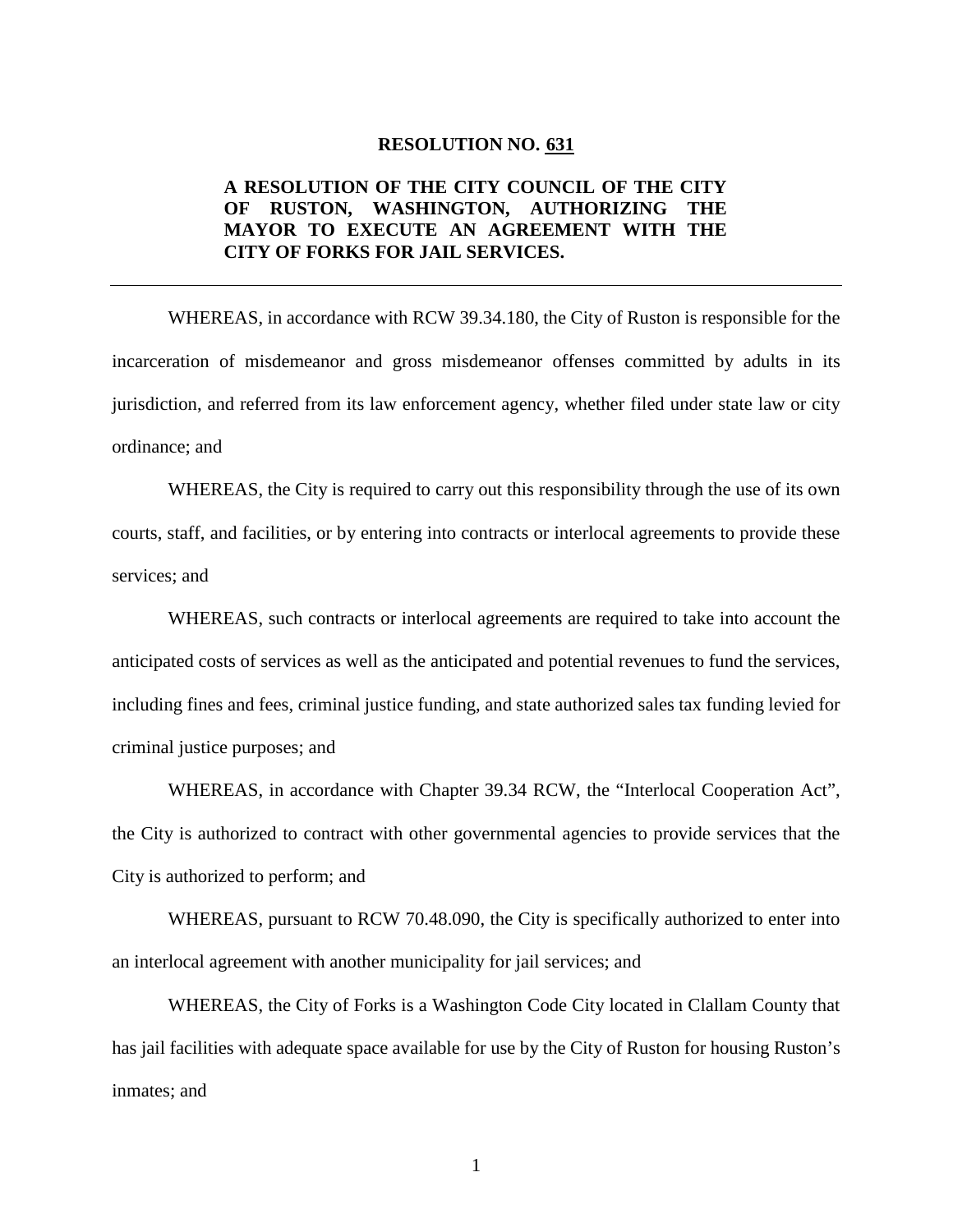**RESOLUTION NO. 631**

**A RESOLUTION OF THE CITY COUNCIL OF THE CITY OF RUSTON, WASHINGTON, AUTHORIZING THE MAYOR TO EXECUTE AN AGREEMENT WITH THE CITY OF FORKS FOR JAIL SERVICES.**

---

WHEREAS, in accordance with RCW 39.34.180, the City of Ruston is responsible for the incarceration of misdemeanor and gross misdemeanor offenses committed by adults in its jurisdiction, and referred from its law enforcement agency, whether filed under state law or city ordinance; and

WHEREAS, the City is required to carry out this responsibility through the use of its own courts, staff, and facilities, or by entering into contracts or interlocal agreements to provide these services; and

WHEREAS, such contracts or interlocal agreements are required to take into account the anticipated costs of services as well as the anticipated and potential revenues to fund the services, including fines and fees, criminal justice funding, and state authorized sales tax funding levied for criminal justice purposes; and

WHEREAS, in accordance with Chapter 39.34 RCW, the "Interlocal Cooperation Act", the City is authorized to contract with other governmental agencies to provide services that the City is authorized to perform; and

WHEREAS, pursuant to RCW 70.48.090, the City is specifically authorized to enter into an interlocal agreement with another municipality for jail services; and

WHEREAS, the City of Forks is a Washington Code City located in Clallam County that has jail facilities with adequate space available for use by the City of Ruston for housing Ruston's inmates; and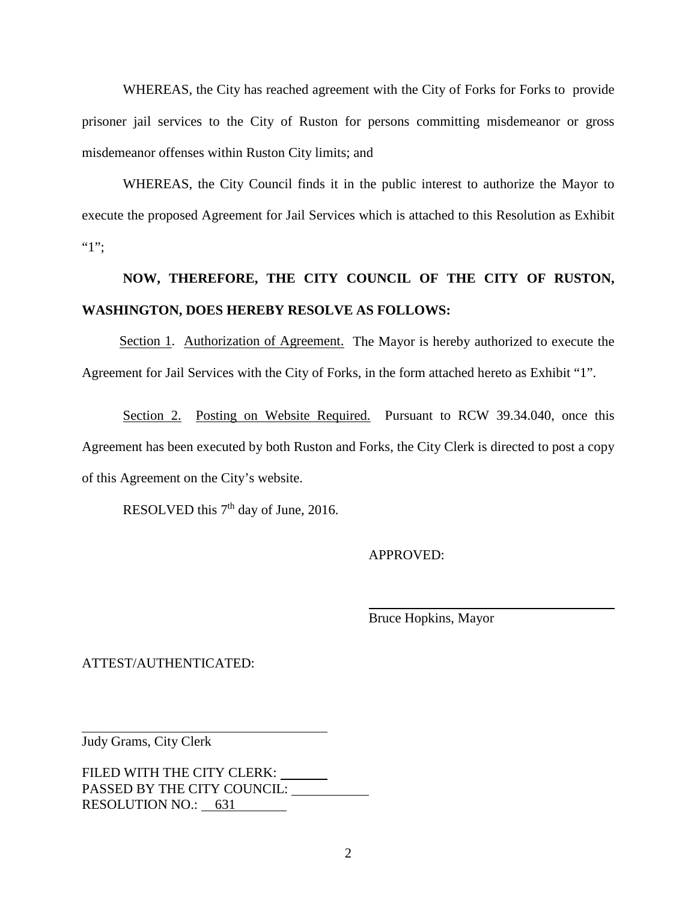WHEREAS, the City has reached agreement with the City of Forks for Forks to provide prisoner jail services to the City of Ruston for persons committing misdemeanor or gross misdemeanor offenses within Ruston City limits; and

WHEREAS, the City Council finds it in the public interest to authorize the Mayor to execute the proposed Agreement for Jail Services which is attached to this Resolution as Exhibit "1";

**NOW, THEREFORE, THE CITY COUNCIL OF THE CITY OF RUSTON, WASHINGTON, DOES HEREBY RESOLVE AS FOLLOWS:**

Section 1. Authorization of Agreement. The Mayor is hereby authorized to execute the Agreement for Jail Services with the City of Forks, in the form attached hereto as Exhibit "1".

Section 2. Posting on Website Required. Pursuant to RCW 39.34.040, once this Agreement has been executed by both Ruston and Forks, the City Clerk is directed to post a copy of this Agreement on the City's website.

RESOLVED this 7th day of June, 2016.

APPROVED:

\_\_\_\_\_\_\_\_\_\_\_\_\_\_\_\_\_\_\_\_\_\_\_\_\_\_\_\_\_\_\_\_\_\_\_\_
Bruce Hopkins, Mayor

ATTEST/AUTHENTICATED:

\_\_\_\_\_\_\_\_\_\_\_\_\_\_\_\_\_\_\_\_\_\_\_\_\_\_\_\_\_\_\_\_\_\_\_\_
Judy Grams, City Clerk

FILED WITH THE CITY CLERK: \_\_\_\_\_\_\_
PASSED BY THE CITY COUNCIL: \_\_\_\_\_\_\_\_\_\_\_
RESOLUTION NO.: 631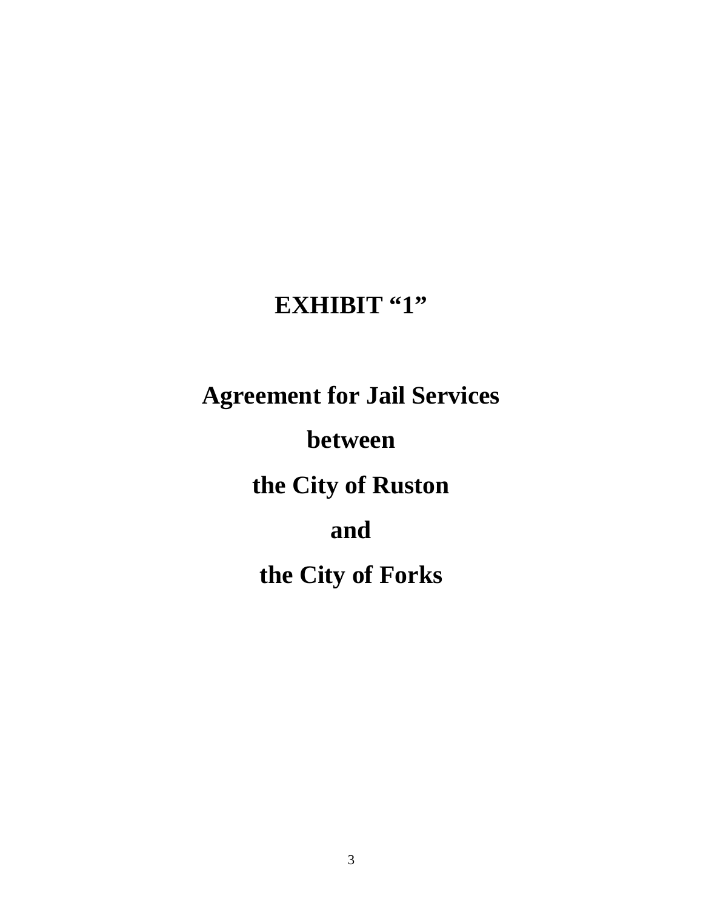# EXHIBIT "1"

# Agreement for Jail Services

# between

# the City of Ruston

# and

# the City of Forks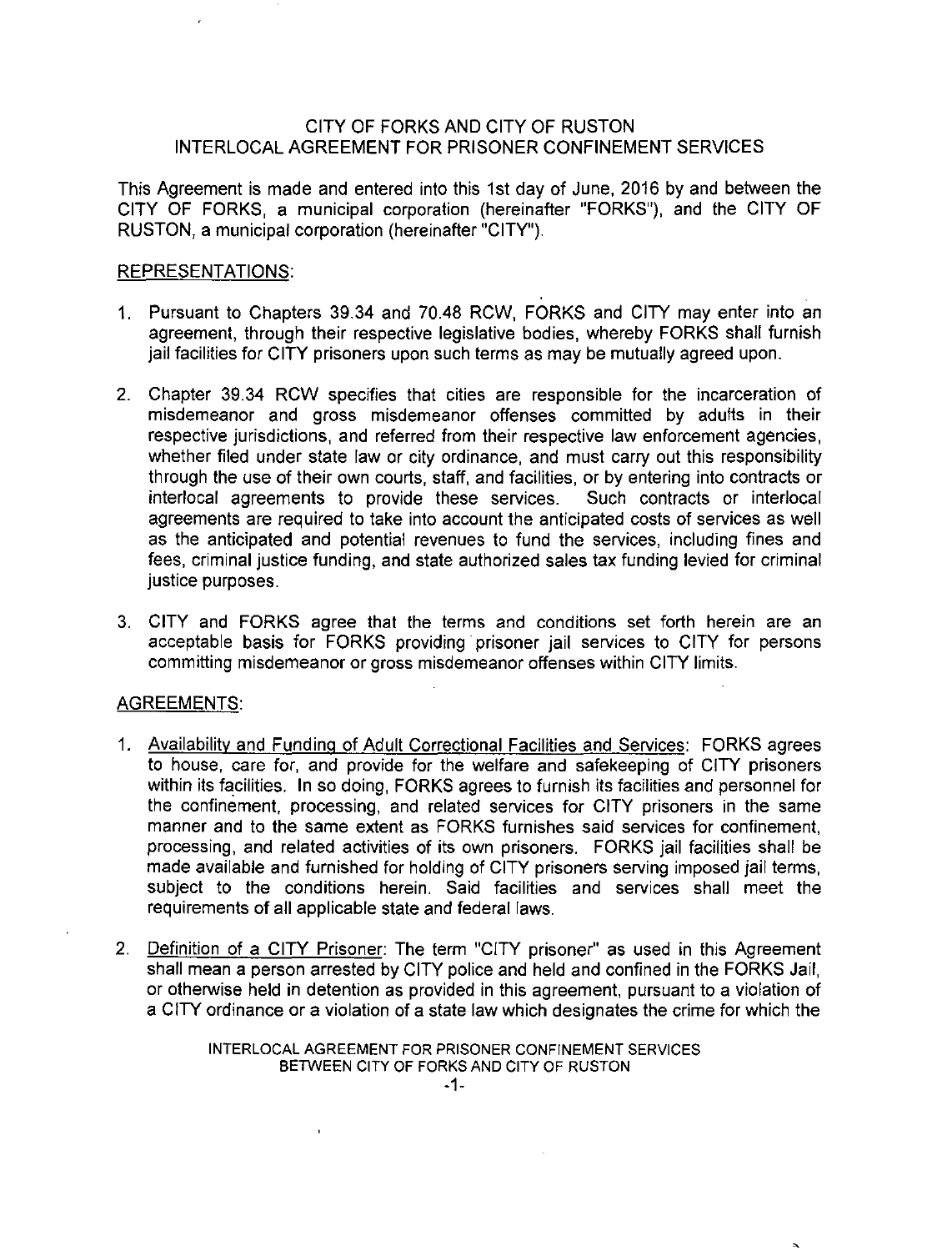# CITY OF FORKS AND CITY OF RUSTON
# INTERLOCAL AGREEMENT FOR PRISONER CONFINEMENT SERVICES

This Agreement is made and entered into this 1st day of June, 2016 by and between the CITY OF FORKS, a municipal corporation (hereinafter "FORKS"), and the CITY OF RUSTON, a municipal corporation (hereinafter "CITY").

## REPRESENTATIONS:

1. Pursuant to Chapters 39.34 and 70.48 RCW, FORKS and CITY may enter into an agreement, through their respective legislative bodies, whereby FORKS shall furnish jail facilities for CITY prisoners upon such terms as may be mutually agreed upon.

2. Chapter 39.34 RCW specifies that cities are responsible for the incarceration of misdemeanor and gross misdemeanor offenses committed by adults in their respective jurisdictions, and referred from their respective law enforcement agencies, whether filed under state law or city ordinance, and must carry out this responsibility through the use of their own courts, staff, and facilities, or by entering into contracts or interlocal agreements to provide these services. Such contracts or interlocal agreements are required to take into account the anticipated costs of services as well as the anticipated and potential revenues to fund the services, including fines and fees, criminal justice funding, and state authorized sales tax funding levied for criminal justice purposes.

3. CITY and FORKS agree that the terms and conditions set forth herein are an acceptable basis for FORKS providing prisoner jail services to CITY for persons committing misdemeanor or gross misdemeanor offenses within CITY limits.

## AGREEMENTS:

1. Availability and Funding of Adult Correctional Facilities and Services: FORKS agrees to house, care for, and provide for the welfare and safekeeping of CITY prisoners within its facilities. In so doing, FORKS agrees to furnish its facilities and personnel for the confinement, processing, and related services for CITY prisoners in the same manner and to the same extent as FORKS furnishes said services for confinement, processing, and related activities of its own prisoners. FORKS jail facilities shall be made available and furnished for holding of CITY prisoners serving imposed jail terms, subject to the conditions herein. Said facilities and services shall meet the requirements of all applicable state and federal laws.

2. Definition of a CITY Prisoner: The term "CITY prisoner" as used in this Agreement shall mean a person arrested by CITY police and held and confined in the FORKS Jail, or otherwise held in detention as provided in this agreement, pursuant to a violation of a CITY ordinance or a violation of a state law which designates the crime for which the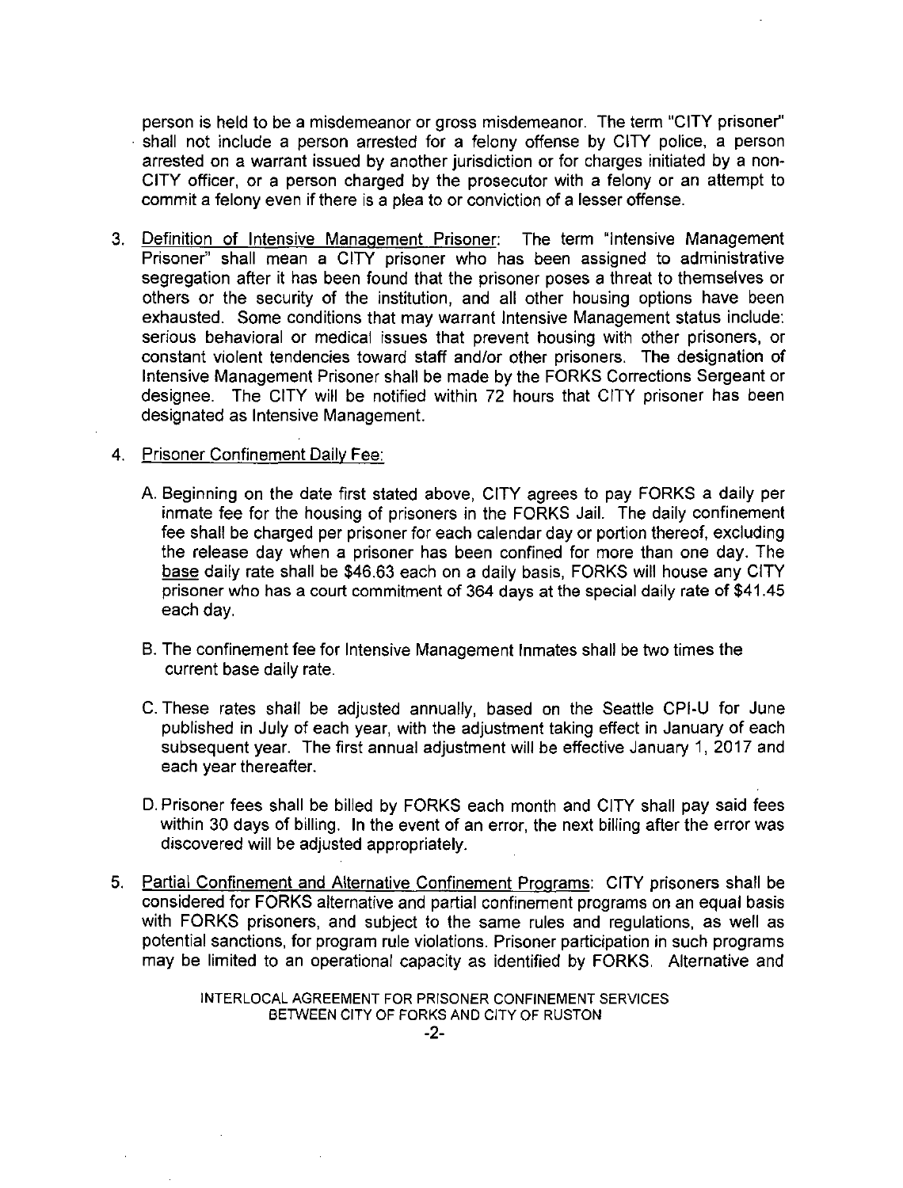person is held to be a misdemeanor or gross misdemeanor. The term "CITY prisoner" shall not include a person arrested for a felony offense by CITY police, a person arrested on a warrant issued by another jurisdiction or for charges initiated by a non-CITY officer, or a person charged by the prosecutor with a felony or an attempt to commit a felony even if there is a plea to or conviction of a lesser offense.

3. Definition of Intensive Management Prisoner: The term "Intensive Management Prisoner" shall mean a CITY prisoner who has been assigned to administrative segregation after it has been found that the prisoner poses a threat to themselves or others or the security of the institution, and all other housing options have been exhausted. Some conditions that may warrant Intensive Management status include: serious behavioral or medical issues that prevent housing with other prisoners, or constant violent tendencies toward staff and/or other prisoners. The designation of Intensive Management Prisoner shall be made by the FORKS Corrections Sergeant or designee. The CITY will be notified within 72 hours that CITY prisoner has been designated as Intensive Management.

4. Prisoner Confinement Daily Fee:

   A. Beginning on the date first stated above, CITY agrees to pay FORKS a daily per inmate fee for the housing of prisoners in the FORKS Jail. The daily confinement fee shall be charged per prisoner for each calendar day or portion thereof, excluding the release day when a prisoner has been confined for more than one day. The base daily rate shall be $46.63 each on a daily basis, FORKS will house any CITY prisoner who has a court commitment of 364 days at the special daily rate of $41.45 each day.

   B. The confinement fee for Intensive Management Inmates shall be two times the current base daily rate.

   C. These rates shall be adjusted annually, based on the Seattle CPI-U for June published in July of each year, with the adjustment taking effect in January of each subsequent year. The first annual adjustment will be effective January 1, 2017 and each year thereafter.

   D. Prisoner fees shall be billed by FORKS each month and CITY shall pay said fees within 30 days of billing. In the event of an error, the next billing after the error was discovered will be adjusted appropriately.

5. Partial Confinement and Alternative Confinement Programs: CITY prisoners shall be considered for FORKS alternative and partial confinement programs on an equal basis with FORKS prisoners, and subject to the same rules and regulations, as well as potential sanctions, for program rule violations. Prisoner participation in such programs may be limited to an operational capacity as identified by FORKS. Alternative and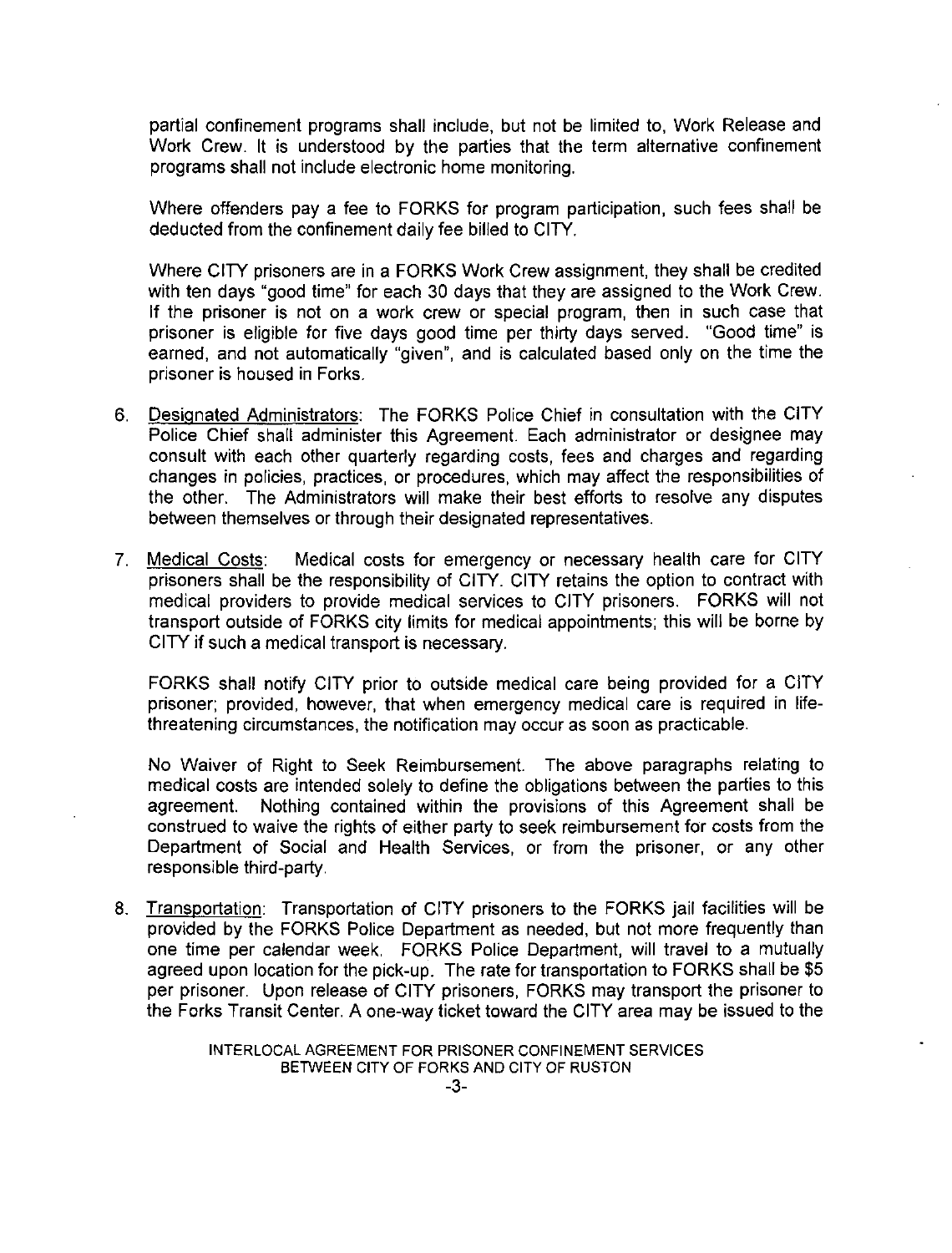partial confinement programs shall include, but not be limited to, Work Release and Work Crew. It is understood by the parties that the term alternative confinement programs shall not include electronic home monitoring.

Where offenders pay a fee to FORKS for program participation, such fees shall be deducted from the confinement daily fee billed to CITY.

Where CITY prisoners are in a FORKS Work Crew assignment, they shall be credited with ten days "good time" for each 30 days that they are assigned to the Work Crew. If the prisoner is not on a work crew or special program, then in such case that prisoner is eligible for five days good time per thirty days served. "Good time" is earned, and not automatically "given", and is calculated based only on the time the prisoner is housed in Forks.

6. Designated Administrators: The FORKS Police Chief in consultation with the CITY Police Chief shall administer this Agreement. Each administrator or designee may consult with each other quarterly regarding costs, fees and charges and regarding changes in policies, practices, or procedures, which may affect the responsibilities of the other. The Administrators will make their best efforts to resolve any disputes between themselves or through their designated representatives.

7. Medical Costs: Medical costs for emergency or necessary health care for CITY prisoners shall be the responsibility of CITY. CITY retains the option to contract with medical providers to provide medical services to CITY prisoners. FORKS will not transport outside of FORKS city limits for medical appointments; this will be borne by CITY if such a medical transport is necessary.

   FORKS shall notify CITY prior to outside medical care being provided for a CITY prisoner; provided, however, that when emergency medical care is required in life-threatening circumstances, the notification may occur as soon as practicable.

   No Waiver of Right to Seek Reimbursement. The above paragraphs relating to medical costs are intended solely to define the obligations between the parties to this agreement. Nothing contained within the provisions of this Agreement shall be construed to waive the rights of either party to seek reimbursement for costs from the Department of Social and Health Services, or from the prisoner, or any other responsible third-party.

8. Transportation: Transportation of CITY prisoners to the FORKS jail facilities will be provided by the FORKS Police Department as needed, but not more frequently than one time per calendar week. FORKS Police Department, will travel to a mutually agreed upon location for the pick-up. The rate for transportation to FORKS shall be $5 per prisoner. Upon release of CITY prisoners, FORKS may transport the prisoner to the Forks Transit Center. A one-way ticket toward the CITY area may be issued to the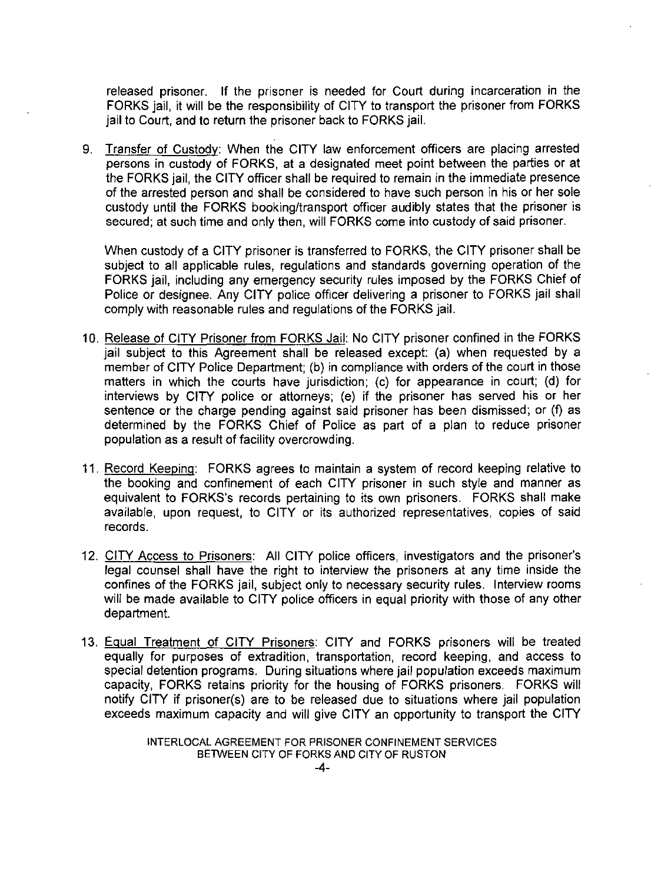released prisoner. If the prisoner is needed for Court during incarceration in the FORKS jail, it will be the responsibility of CITY to transport the prisoner from FORKS jail to Court, and to return the prisoner back to FORKS jail.

9. Transfer of Custody: When the CITY law enforcement officers are placing arrested persons in custody of FORKS, at a designated meet point between the parties or at the FORKS jail, the CITY officer shall be required to remain in the immediate presence of the arrested person and shall be considered to have such person in his or her sole custody until the FORKS booking/transport officer audibly states that the prisoner is secured; at such time and only then, will FORKS come into custody of said prisoner.

   When custody of a CITY prisoner is transferred to FORKS, the CITY prisoner shall be subject to all applicable rules, regulations and standards governing operation of the FORKS jail, including any emergency security rules imposed by the FORKS Chief of Police or designee. Any CITY police officer delivering a prisoner to FORKS jail shall comply with reasonable rules and regulations of the FORKS jail.

10. Release of CITY Prisoner from FORKS Jail: No CITY prisoner confined in the FORKS jail subject to this Agreement shall be released except: (a) when requested by a member of CITY Police Department; (b) in compliance with orders of the court in those matters in which the courts have jurisdiction; (c) for appearance in court; (d) for interviews by CITY police or attorneys; (e) if the prisoner has served his or her sentence or the charge pending against said prisoner has been dismissed; or (f) as determined by the FORKS Chief of Police as part of a plan to reduce prisoner population as a result of facility overcrowding.

11. Record Keeping: FORKS agrees to maintain a system of record keeping relative to the booking and confinement of each CITY prisoner in such style and manner as equivalent to FORKS's records pertaining to its own prisoners. FORKS shall make available, upon request, to CITY or its authorized representatives, copies of said records.

12. CITY Access to Prisoners: All CITY police officers, investigators and the prisoner's legal counsel shall have the right to interview the prisoners at any time inside the confines of the FORKS jail, subject only to necessary security rules. Interview rooms will be made available to CITY police officers in equal priority with those of any other department.

13. Equal Treatment of CITY Prisoners: CITY and FORKS prisoners will be treated equally for purposes of extradition, transportation, record keeping, and access to special detention programs. During situations where jail population exceeds maximum capacity, FORKS retains priority for the housing of FORKS prisoners. FORKS will notify CITY if prisoner(s) are to be released due to situations where jail population exceeds maximum capacity and will give CITY an opportunity to transport the CITY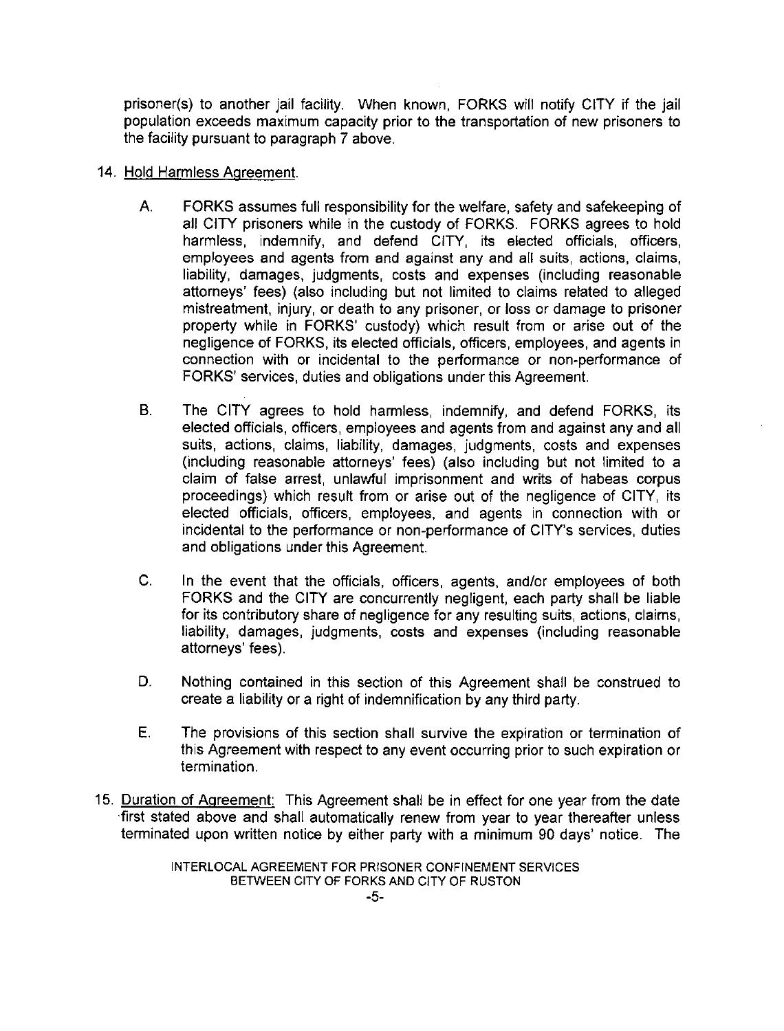prisoner(s) to another jail facility. When known, FORKS will notify CITY if the jail population exceeds maximum capacity prior to the transportation of new prisoners to the facility pursuant to paragraph 7 above.

14. Hold Harmless Agreement.

    A. FORKS assumes full responsibility for the welfare, safety and safekeeping of all CITY prisoners while in the custody of FORKS. FORKS agrees to hold harmless, indemnify, and defend CITY, its elected officials, officers, employees and agents from and against any and all suits, actions, claims, liability, damages, judgments, costs and expenses (including reasonable attorneys' fees) (also including but not limited to claims related to alleged mistreatment, injury, or death to any prisoner, or loss or damage to prisoner property while in FORKS' custody) which result from or arise out of the negligence of FORKS, its elected officials, officers, employees, and agents in connection with or incidental to the performance or non-performance of FORKS' services, duties and obligations under this Agreement.

    B. The CITY agrees to hold harmless, indemnify, and defend FORKS, its elected officials, officers, employees and agents from and against any and all suits, actions, claims, liability, damages, judgments, costs and expenses (including reasonable attorneys' fees) (also including but not limited to a claim of false arrest, unlawful imprisonment and writs of habeas corpus proceedings) which result from or arise out of the negligence of CITY, its elected officials, officers, employees, and agents in connection with or incidental to the performance or non-performance of CITY's services, duties and obligations under this Agreement.

    C. In the event that the officials, officers, agents, and/or employees of both FORKS and the CITY are concurrently negligent, each party shall be liable for its contributory share of negligence for any resulting suits, actions, claims, liability, damages, judgments, costs and expenses (including reasonable attorneys' fees).

    D. Nothing contained in this section of this Agreement shall be construed to create a liability or a right of indemnification by any third party.

    E. The provisions of this section shall survive the expiration or termination of this Agreement with respect to any event occurring prior to such expiration or termination.

15. Duration of Agreement: This Agreement shall be in effect for one year from the date first stated above and shall automatically renew from year to year thereafter unless terminated upon written notice by either party with a minimum 90 days' notice. The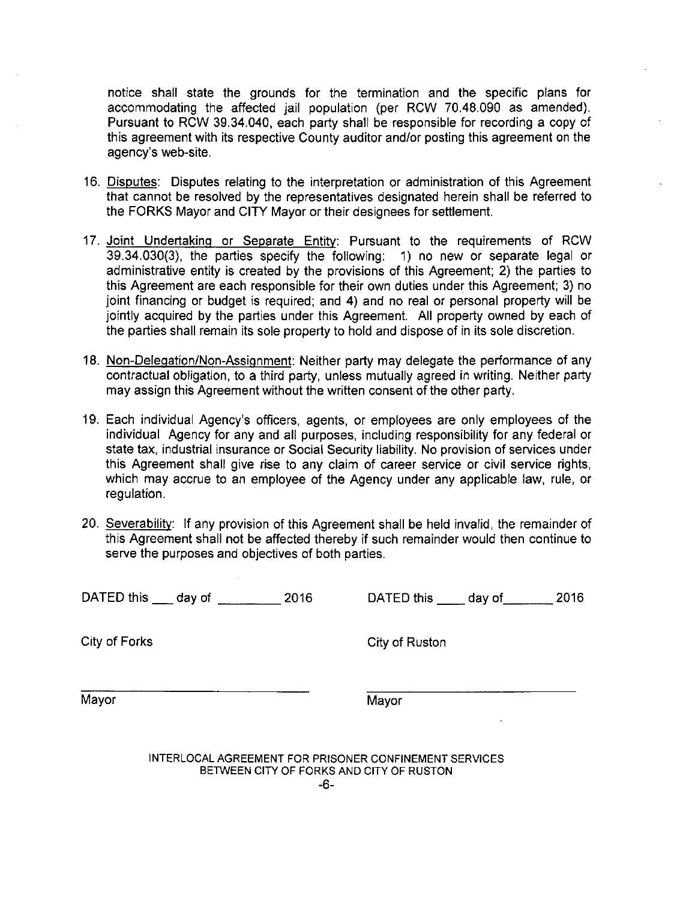notice shall state the grounds for the termination and the specific plans for accommodating the affected jail population (per RCW 70.48.090 as amended). Pursuant to RCW 39.34.040, each party shall be responsible for recording a copy of this agreement with its respective County auditor and/or posting this agreement on the agency's web-site.

16. Disputes: Disputes relating to the interpretation or administration of this Agreement that cannot be resolved by the representatives designated herein shall be referred to the FORKS Mayor and CITY Mayor or their designees for settlement.

17. Joint Undertaking or Separate Entity: Pursuant to the requirements of RCW 39.34.030(3), the parties specify the following: 1) no new or separate legal or administrative entity is created by the provisions of this Agreement; 2) the parties to this Agreement are each responsible for their own duties under this Agreement; 3) no joint financing or budget is required; and 4) and no real or personal property will be jointly acquired by the parties under this Agreement. All property owned by each of the parties shall remain its sole property to hold and dispose of in its sole discretion.

18. Non-Delegation/Non-Assignment: Neither party may delegate the performance of any contractual obligation, to a third party, unless mutually agreed in writing. Neither party may assign this Agreement without the written consent of the other party.

19. Each individual Agency's officers, agents, or employees are only employees of the individual Agency for any and all purposes, including responsibility for any federal or state tax, industrial insurance or Social Security liability. No provision of services under this Agreement shall give rise to any claim of career service or civil service rights, which may accrue to an employee of the Agency under any applicable law, rule, or regulation.

20. Severability: If any provision of this Agreement shall be held invalid, the remainder of this Agreement shall not be affected thereby if such remainder would then continue to serve the purposes and objectives of both parties.

DATED this ___ day of _________ 2016

City of Forks

_______________________________

Mayor

DATED this ____ day of_______ 2016

City of Ruston

_______________________________

Mayor

INTERLOCAL AGREEMENT FOR PRISONER CONFINEMENT SERVICES BETWEEN CITY OF FORKS AND CITY OF RUSTON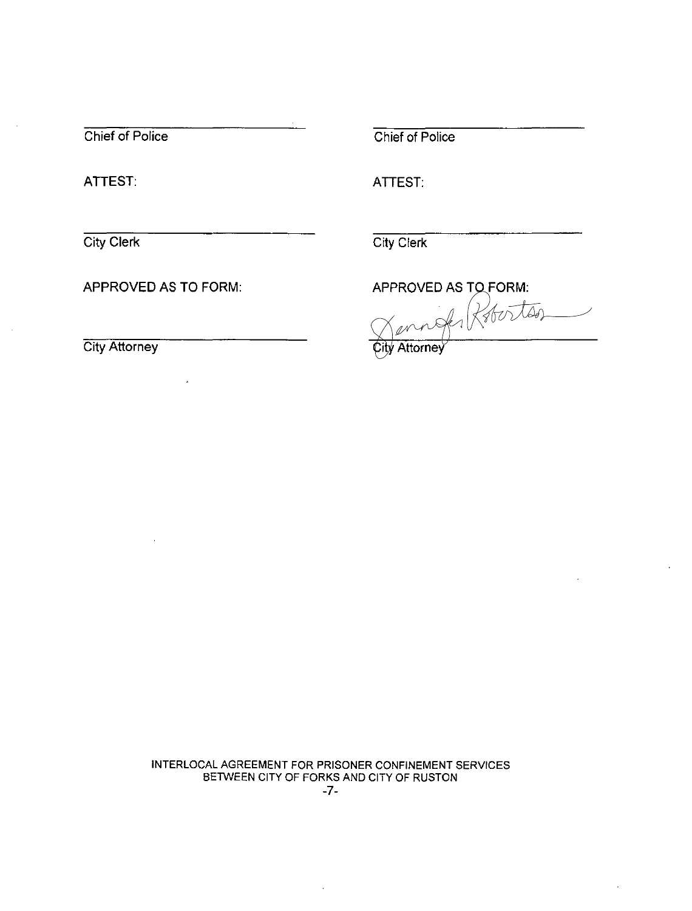| | |
|---|---|
| \_\_\_\_\_\_\_\_\_\_\_\_\_\_\_\_\_\_\_\_\_\_\_\_ | \_\_\_\_\_\_\_\_\_\_\_\_\_\_\_\_\_\_\_\_\_\_\_\_ |
| Chief of Police | Chief of Police |
| ATTEST: | ATTEST: |
| \_\_\_\_\_\_\_\_\_\_\_\_\_\_\_\_\_\_\_\_\_\_\_\_ | \_\_\_\_\_\_\_\_\_\_\_\_\_\_\_\_\_\_\_\_\_\_\_\_ |
| City Clerk | City Clerk |
| APPROVED AS TO FORM: | APPROVED AS TO FORM: |
| \_\_\_\_\_\_\_\_\_\_\_\_\_\_\_\_\_\_\_\_\_\_\_\_ | Jennifer Robertson |
| City Attorney | City Attorney |

INTERLOCAL AGREEMENT FOR PRISONER CONFINEMENT SERVICES
BETWEEN CITY OF FORKS AND CITY OF RUSTON